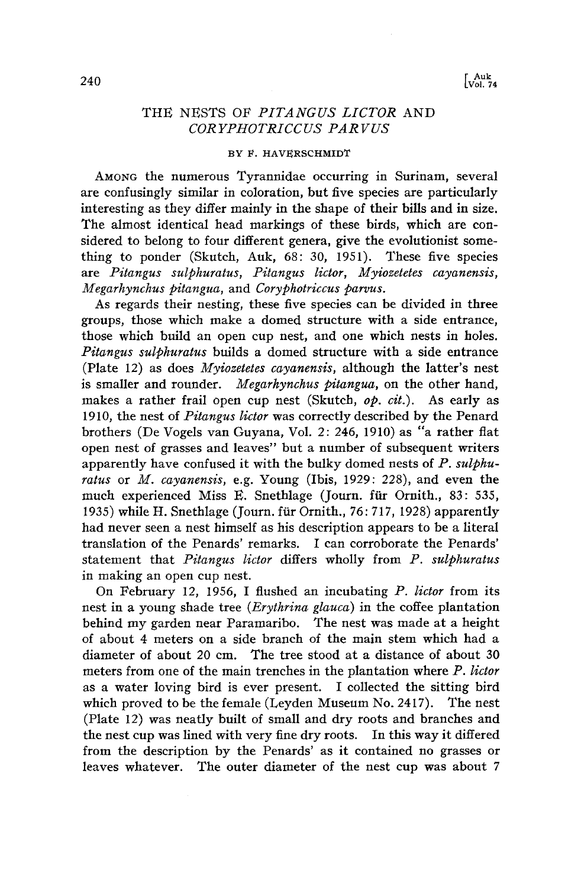# THE NESTS OF *PITANGUS LICTOR* AND *CORYPHOTRICCUS PARVUS*

BY F. HAVERSCHMIDT

Among the numerous Tyrannidae occurring in Surinam, several are confusingly similar in coloration, but five species are particularly interesting as they differ mainly in the shape of their bills and in size. The almost identical head markings of these birds, which are considered to belong to four different genera, give the evolutionist something to ponder (Skutch, Auk, 68: 30, 1951). These five species are *Pitangus sulphuratus*, *Pitangus lictor*, *Myiozetetes cayanensis*, *Megarhynchus pitangua*, and *Coryphotriccus parvus*.

As regards their nesting, these five species can be divided in three groups, those which make a domed structure with a side entrance, those which build an open cup nest, and one which nests in holes. *Pitangus sulphuratus* builds a domed structure with a side entrance (Plate 12) as does *Myiozetetes cayanensis*, although the latter's nest is smaller and rounder. *Megarhynchus pitangua*, on the other hand, makes a rather frail open cup nest (Skutch, *op. cit.*). As early as 1910, the nest of *Pitangus lictor* was correctly described by the Penard brothers (De Vogels van Guyana, Vol. 2: 246, 1910) as "a rather flat open nest of grasses and leaves" but a number of subsequent writers apparently have confused it with the bulky domed nests of *P. sulphuratus* or *M. cayanensis*, e.g. Young (Ibis, 1929: 228), and even the much experienced Miss E. Snethlage (Journ. für Ornith., 83: 535, 1935) while H. Snethlage (Journ. für Ornith., 76: 717, 1928) apparently had never seen a nest himself as his description appears to be a literal translation of the Penards' remarks. I can corroborate the Penards' statement that *Pitangus lictor* differs wholly from *P. sulphuratus* in making an open cup nest.

On February 12, 1956, I flushed an incubating *P. lictor* from its nest in a young shade tree (*Erythrina glauca*) in the coffee plantation behind my garden near Paramaribo. The nest was made at a height of about 4 meters on a side branch of the main stem which had a diameter of about 20 cm. The tree stood at a distance of about 30 meters from one of the main trenches in the plantation where *P. lictor* as a water loving bird is ever present. I collected the sitting bird which proved to be the female (Leyden Museum No. 2417). The nest (Plate 12) was neatly built of small and dry roots and branches and the nest cup was lined with very fine dry roots. In this way it differed from the description by the Penards' as it contained no grasses or leaves whatever. The outer diameter of the nest cup was about 7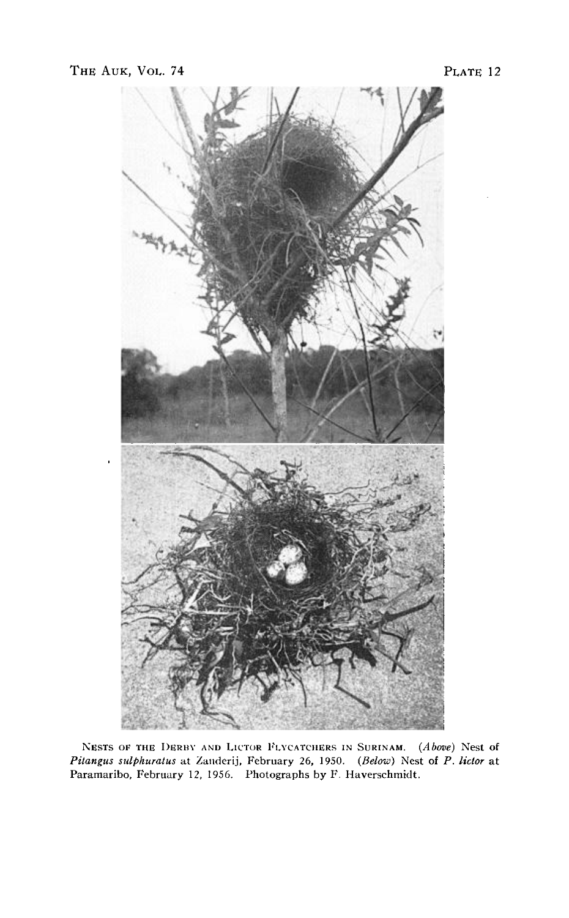NESTS OF THE DERBY AND LICTOR FLYCATCHERS IN SURINAM. (*Above*) Nest of *Pitangus sulphuratus* at Zanderij, February 26, 1950. (*Below*) Nest of *P. lictor* at Paramaribo, February 12, 1956. Photographs by F. Haverschmidt.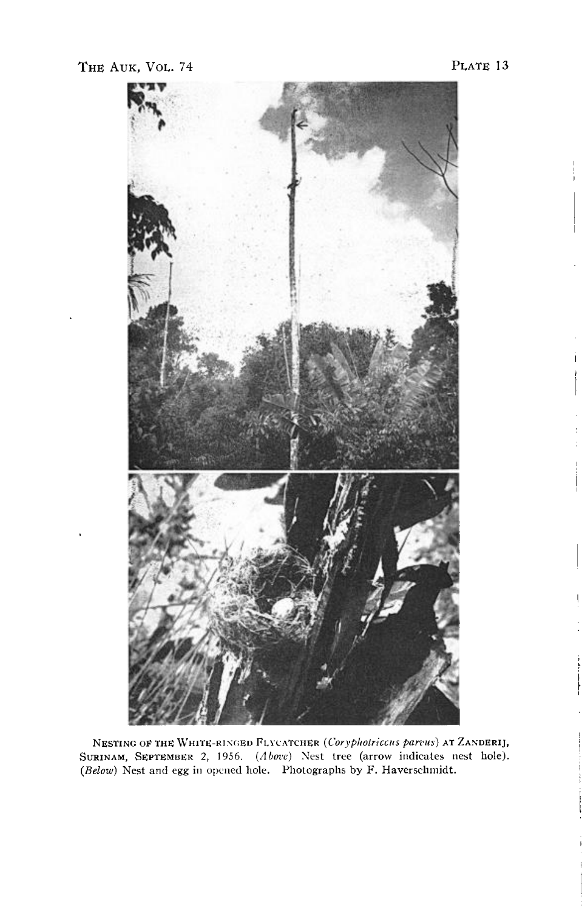NESTING OF THE WHITE-RINGED FLYCATCHER (*Coryphotriccus parvus*) AT ZANDERIJ, SURINAM, SEPTEMBER 2, 1956. (*Above*) Nest tree (arrow indicates nest hole). (*Below*) Nest and egg in opened hole. Photographs by F. Haverschmidt.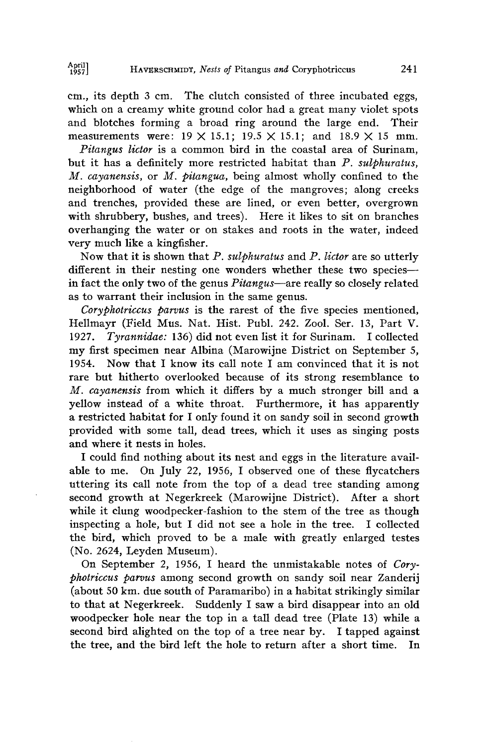cm., its depth 3 cm. The clutch consisted of three incubated eggs, which on a creamy white ground color had a great many violet spots and blotches forming a broad ring around the large end. Their measurements were: 19 × 15.1; 19.5 × 15.1; and 18.9 × 15 mm.

*Pitangus lictor* is a common bird in the coastal area of Surinam, but it has a definitely more restricted habitat than *P. sulphuratus*, *M. cayanensis*, or *M. pitangua*, being almost wholly confined to the neighborhood of water (the edge of the mangroves; along creeks and trenches, provided these are lined, or even better, overgrown with shrubbery, bushes, and trees). Here it likes to sit on branches overhanging the water or on stakes and roots in the water, indeed very much like a kingfisher.

Now that it is shown that *P. sulphuratus* and *P. lictor* are so utterly different in their nesting one wonders whether these two species—in fact the only two of the genus *Pitangus*—are really so closely related as to warrant their inclusion in the same genus.

*Coryphotriccus parvus* is the rarest of the five species mentioned, Hellmayr (Field Mus. Nat. Hist. Publ. 242. Zool. Ser. 13, Part V. 1927. *Tyrannidae:* 136) did not even list it for Surinam. I collected my first specimen near Albina (Marowijne District on September 5, 1954. Now that I know its call note I am convinced that it is not rare but hitherto overlooked because of its strong resemblance to *M. cayanensis* from which it differs by a much stronger bill and a yellow instead of a white throat. Furthermore, it has apparently a restricted habitat for I only found it on sandy soil in second growth provided with some tall, dead trees, which it uses as singing posts and where it nests in holes.

I could find nothing about its nest and eggs in the literature available to me. On July 22, 1956, I observed one of these flycatchers uttering its call note from the top of a dead tree standing among second growth at Negerkreek (Marowijne District). After a short while it clung woodpecker-fashion to the stem of the tree as though inspecting a hole, but I did not see a hole in the tree. I collected the bird, which proved to be a male with greatly enlarged testes (No. 2624, Leyden Museum).

On September 2, 1956, I heard the unmistakable notes of *Coryphotriccus parvus* among second growth on sandy soil near Zanderij (about 50 km. due south of Paramaribo) in a habitat strikingly similar to that at Negerkreek. Suddenly I saw a bird disappear into an old woodpecker hole near the top in a tall dead tree (Plate 13) while a second bird alighted on the top of a tree near by. I tapped against the tree, and the bird left the hole to return after a short time. In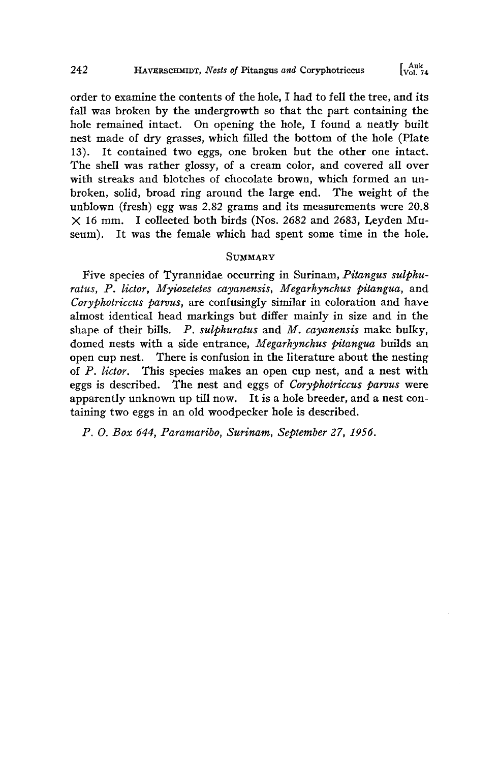order to examine the contents of the hole, I had to fell the tree, and its fall was broken by the undergrowth so that the part containing the hole remained intact. On opening the hole, I found a neatly built nest made of dry grasses, which filled the bottom of the hole (Plate 13). It contained two eggs, one broken but the other one intact. The shell was rather glossy, of a cream color, and covered all over with streaks and blotches of chocolate brown, which formed an unbroken, solid, broad ring around the large end. The weight of the unblown (fresh) egg was 2.82 grams and its measurements were 20.8 × 16 mm. I collected both birds (Nos. 2682 and 2683, Leyden Museum). It was the female which had spent some time in the hole.

## Summary

Five species of Tyrannidae occurring in Surinam, *Pitangus sulphuratus*, *P. lictor*, *Myiozetetes cayanensis*, *Megarhynchus pitangua*, and *Coryphotriccus parvus*, are confusingly similar in coloration and have almost identical head markings but differ mainly in size and in the shape of their bills. *P. sulphuratus* and *M. cayanensis* make bulky, domed nests with a side entrance, *Megarhynchus pitangua* builds an open cup nest. There is confusion in the literature about the nesting of *P. lictor*. This species makes an open cup nest, and a nest with eggs is described. The nest and eggs of *Coryphotriccus parvus* were apparently unknown up till now. It is a hole breeder, and a nest containing two eggs in an old woodpecker hole is described.

*P. O. Box 644, Paramaribo, Surinam, September 27, 1956.*